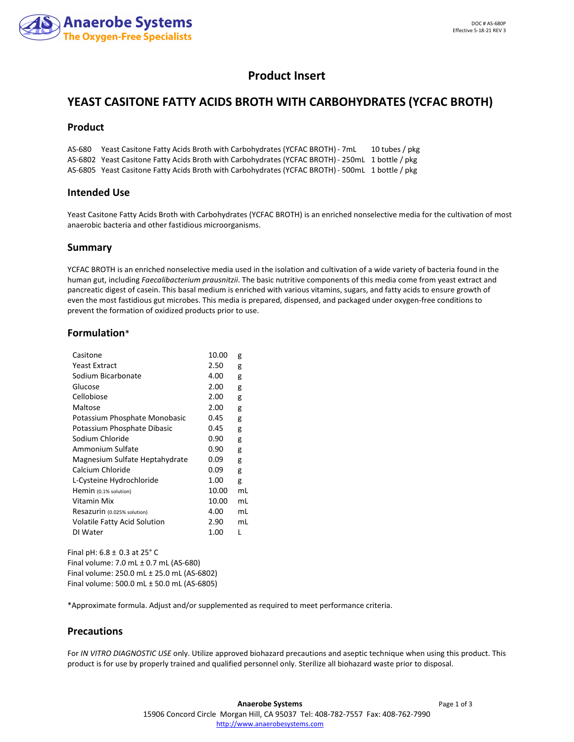# Product Insert

## YEAST CASITONE FATTY ACIDS BROTH WITH CARBOHYDRATES (YCFAC BROTH)

### Product

| | | |
|---|---|---|
| AS-680 | Yeast Casitone Fatty Acids Broth with Carbohydrates (YCFAC BROTH) - 7mL | 10 tubes / pkg |
| AS-6802 | Yeast Casitone Fatty Acids Broth with Carbohydrates (YCFAC BROTH) - 250mL | 1 bottle / pkg |
| AS-6805 | Yeast Casitone Fatty Acids Broth with Carbohydrates (YCFAC BROTH) - 500mL | 1 bottle / pkg |

### Intended Use

Yeast Casitone Fatty Acids Broth with Carbohydrates (YCFAC BROTH) is an enriched nonselective media for the cultivation of most anaerobic bacteria and other fastidious microorganisms.

### Summary

YCFAC BROTH is an enriched nonselective media used in the isolation and cultivation of a wide variety of bacteria found in the human gut, including *Faecalibacterium prausnitzii*. The basic nutritive components of this media come from yeast extract and pancreatic digest of casein. This basal medium is enriched with various vitamins, sugars, and fatty acids to ensure growth of even the most fastidious gut microbes. This media is prepared, dispensed, and packaged under oxygen-free conditions to prevent the formation of oxidized products prior to use.

### Formulation*

| | | |
|---|---|---|
| Casitone | 10.00 | g |
| Yeast Extract | 2.50 | g |
| Sodium Bicarbonate | 4.00 | g |
| Glucose | 2.00 | g |
| Cellobiose | 2.00 | g |
| Maltose | 2.00 | g |
| Potassium Phosphate Monobasic | 0.45 | g |
| Potassium Phosphate Dibasic | 0.45 | g |
| Sodium Chloride | 0.90 | g |
| Ammonium Sulfate | 0.90 | g |
| Magnesium Sulfate Heptahydrate | 0.09 | g |
| Calcium Chloride | 0.09 | g |
| L-Cysteine Hydrochloride | 1.00 | g |
| Hemin (0.1% solution) | 10.00 | mL |
| Vitamin Mix | 10.00 | mL |
| Resazurin (0.025% solution) | 4.00 | mL |
| Volatile Fatty Acid Solution | 2.90 | mL |
| DI Water | 1.00 | L |

Final pH: 6.8 ± 0.3 at 25° C
Final volume: 7.0 mL ± 0.7 mL (AS-680)
Final volume: 250.0 mL ± 25.0 mL (AS-6802)
Final volume: 500.0 mL ± 50.0 mL (AS-6805)

*Approximate formula. Adjust and/or supplemented as required to meet performance criteria.

### Precautions

For *IN VITRO DIAGNOSTIC USE* only. Utilize approved biohazard precautions and aseptic technique when using this product. This product is for use by properly trained and qualified personnel only. Sterilize all biohazard waste prior to disposal.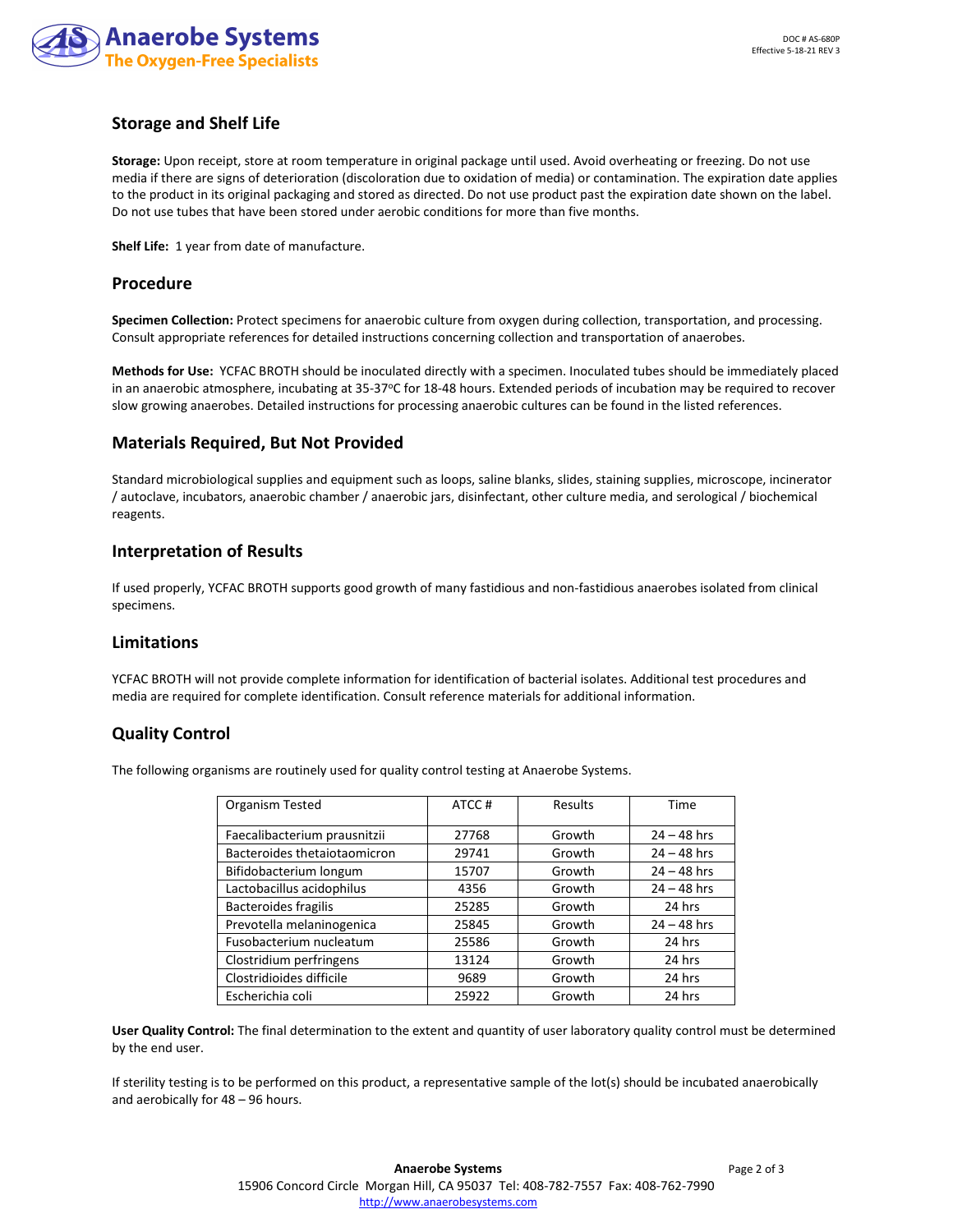## Storage and Shelf Life

**Storage:** Upon receipt, store at room temperature in original package until used. Avoid overheating or freezing. Do not use media if there are signs of deterioration (discoloration due to oxidation of media) or contamination. The expiration date applies to the product in its original packaging and stored as directed. Do not use product past the expiration date shown on the label. Do not use tubes that have been stored under aerobic conditions for more than five months.

**Shelf Life:** 1 year from date of manufacture.

## Procedure

**Specimen Collection:** Protect specimens for anaerobic culture from oxygen during collection, transportation, and processing. Consult appropriate references for detailed instructions concerning collection and transportation of anaerobes.

**Methods for Use:** YCFAC BROTH should be inoculated directly with a specimen. Inoculated tubes should be immediately placed in an anaerobic atmosphere, incubating at 35-37°C for 18-48 hours. Extended periods of incubation may be required to recover slow growing anaerobes. Detailed instructions for processing anaerobic cultures can be found in the listed references.

## Materials Required, But Not Provided

Standard microbiological supplies and equipment such as loops, saline blanks, slides, staining supplies, microscope, incinerator / autoclave, incubators, anaerobic chamber / anaerobic jars, disinfectant, other culture media, and serological / biochemical reagents.

## Interpretation of Results

If used properly, YCFAC BROTH supports good growth of many fastidious and non-fastidious anaerobes isolated from clinical specimens.

## Limitations

YCFAC BROTH will not provide complete information for identification of bacterial isolates. Additional test procedures and media are required for complete identification. Consult reference materials for additional information.

## Quality Control

The following organisms are routinely used for quality control testing at Anaerobe Systems.

| Organism Tested | ATCC # | Results | Time |
|---|---|---|---|
| Faecalibacterium prausnitzii | 27768 | Growth | 24 – 48 hrs |
| Bacteroides thetaiotaomicron | 29741 | Growth | 24 – 48 hrs |
| Bifidobacterium longum | 15707 | Growth | 24 – 48 hrs |
| Lactobacillus acidophilus | 4356 | Growth | 24 – 48 hrs |
| Bacteroides fragilis | 25285 | Growth | 24 hrs |
| Prevotella melaninogenica | 25845 | Growth | 24 – 48 hrs |
| Fusobacterium nucleatum | 25586 | Growth | 24 hrs |
| Clostridium perfringens | 13124 | Growth | 24 hrs |
| Clostridioides difficile | 9689 | Growth | 24 hrs |
| Escherichia coli | 25922 | Growth | 24 hrs |

**User Quality Control:** The final determination to the extent and quantity of user laboratory quality control must be determined by the end user.

If sterility testing is to be performed on this product, a representative sample of the lot(s) should be incubated anaerobically and aerobically for 48 – 96 hours.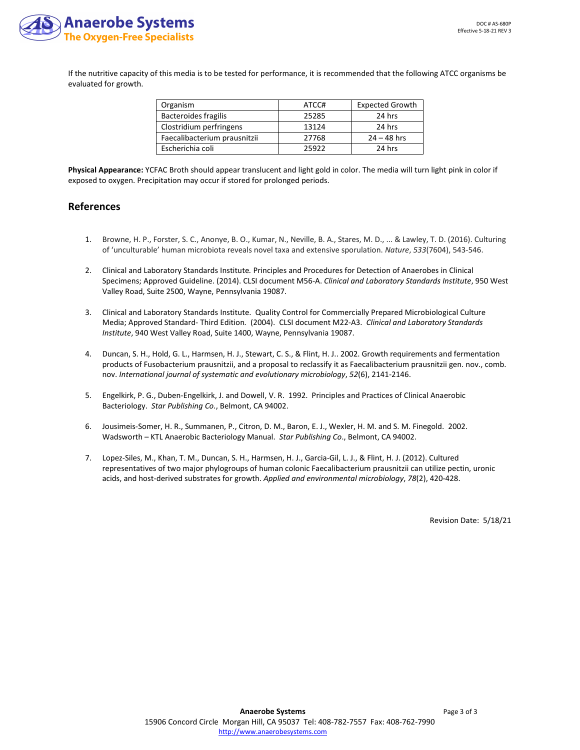If the nutritive capacity of this media is to be tested for performance, it is recommended that the following ATCC organisms be evaluated for growth.

| Organism | ATCC# | Expected Growth |
|---|---|---|
| Bacteroides fragilis | 25285 | 24 hrs |
| Clostridium perfringens | 13124 | 24 hrs |
| Faecalibacterium prausnitzii | 27768 | 24 – 48 hrs |
| Escherichia coli | 25922 | 24 hrs |

**Physical Appearance:** YCFAC Broth should appear translucent and light gold in color. The media will turn light pink in color if exposed to oxygen. Precipitation may occur if stored for prolonged periods.

## References

1. Browne, H. P., Forster, S. C., Anonye, B. O., Kumar, N., Neville, B. A., Stares, M. D., ... & Lawley, T. D. (2016). Culturing of 'unculturable' human microbiota reveals novel taxa and extensive sporulation. *Nature*, *533*(7604), 543-546.

2. Clinical and Laboratory Standards Institute. Principles and Procedures for Detection of Anaerobes in Clinical Specimens; Approved Guideline. (2014). CLSI document M56-A. *Clinical and Laboratory Standards Institute*, 950 West Valley Road, Suite 2500, Wayne, Pennsylvania 19087.

3. Clinical and Laboratory Standards Institute. Quality Control for Commercially Prepared Microbiological Culture Media; Approved Standard- Third Edition. (2004). CLSI document M22-A3. *Clinical and Laboratory Standards Institute*, 940 West Valley Road, Suite 1400, Wayne, Pennsylvania 19087.

4. Duncan, S. H., Hold, G. L., Harmsen, H. J., Stewart, C. S., & Flint, H. J.. 2002. Growth requirements and fermentation products of Fusobacterium prausnitzii, and a proposal to reclassify it as Faecalibacterium prausnitzii gen. nov., comb. nov. *International journal of systematic and evolutionary microbiology*, *52*(6), 2141-2146.

5. Engelkirk, P. G., Duben-Engelkirk, J. and Dowell, V. R. 1992. Principles and Practices of Clinical Anaerobic Bacteriology. *Star Publishing Co.*, Belmont, CA 94002.

6. Jousimeis-Somer, H. R., Summanen, P., Citron, D. M., Baron, E. J., Wexler, H. M. and S. M. Finegold. 2002. Wadsworth – KTL Anaerobic Bacteriology Manual. *Star Publishing Co*., Belmont, CA 94002.

7. Lopez-Siles, M., Khan, T. M., Duncan, S. H., Harmsen, H. J., Garcia-Gil, L. J., & Flint, H. J. (2012). Cultured representatives of two major phylogroups of human colonic Faecalibacterium prausnitzii can utilize pectin, uronic acids, and host-derived substrates for growth. *Applied and environmental microbiology*, *78*(2), 420-428.

Revision Date: 5/18/21